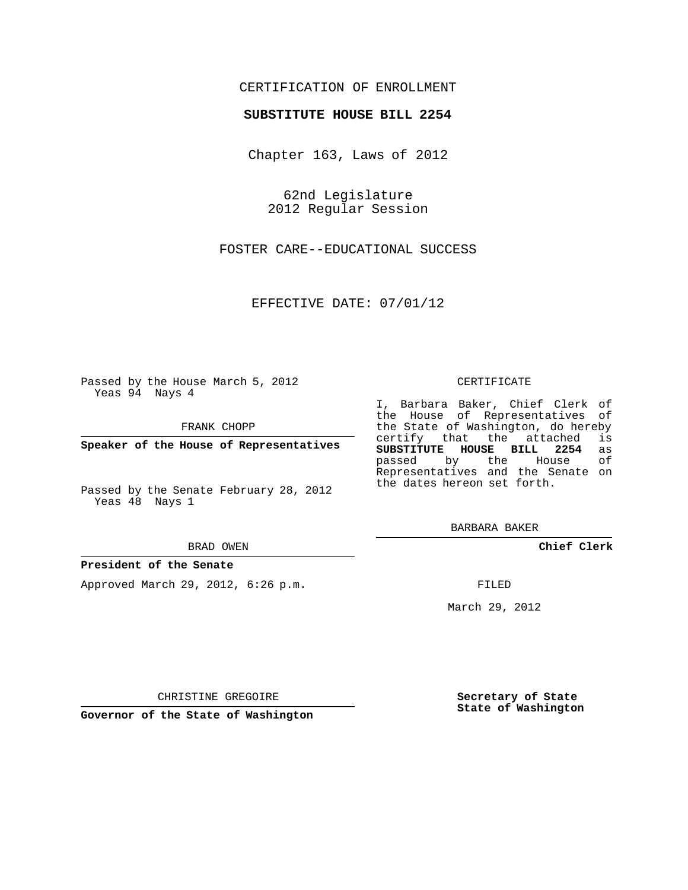CERTIFICATION OF ENROLLMENT

**SUBSTITUTE HOUSE BILL 2254**

Chapter 163, Laws of 2012

62nd Legislature
2012 Regular Session

FOSTER CARE--EDUCATIONAL SUCCESS

EFFECTIVE DATE: 07/01/12

Passed by the House March 5, 2012
Yeas 94 Nays 4

FRANK CHOPP

**Speaker of the House of Representatives**

Passed by the Senate February 28, 2012
Yeas 48 Nays 1

BRAD OWEN

**President of the Senate**

Approved March 29, 2012, 6:26 p.m.

CHRISTINE GREGOIRE

**Governor of the State of Washington**

CERTIFICATE

I, Barbara Baker, Chief Clerk of the House of Representatives of the State of Washington, do hereby certify that the attached is **SUBSTITUTE HOUSE BILL 2254** as passed by the House of Representatives and the Senate on the dates hereon set forth.

BARBARA BAKER

**Chief Clerk**

FILED

March 29, 2012

**Secretary of State**
**State of Washington**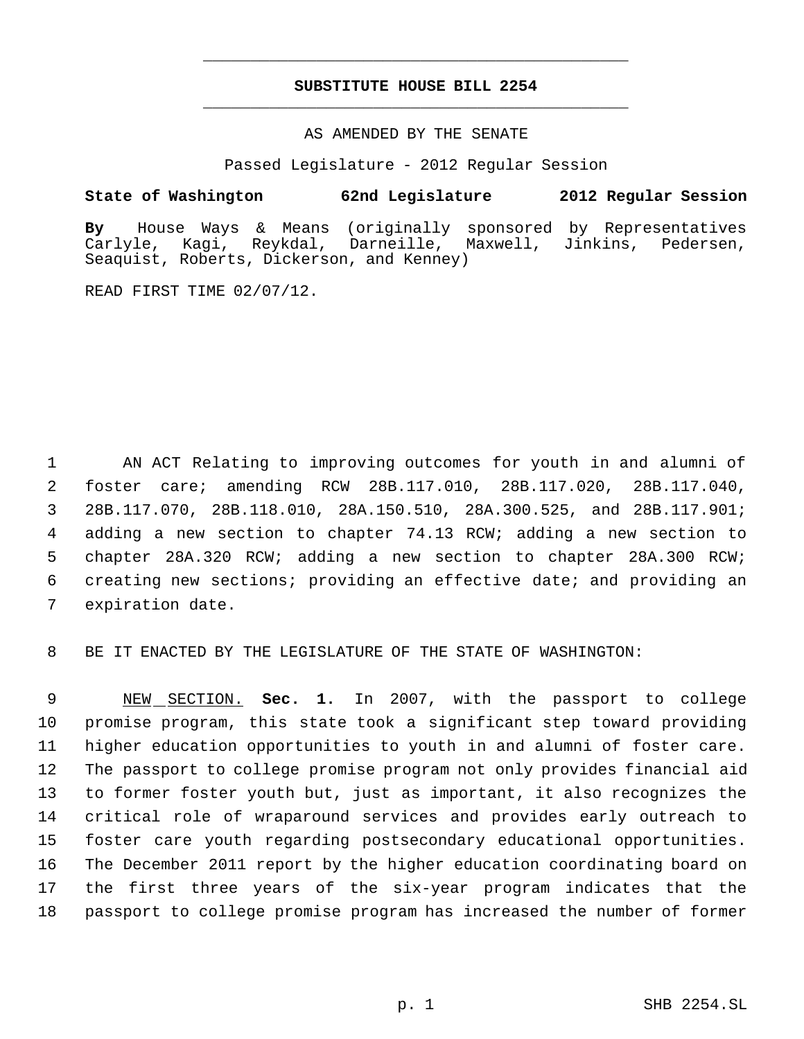# SUBSTITUTE HOUSE BILL 2254

AS AMENDED BY THE SENATE

Passed Legislature - 2012 Regular Session

**State of Washington 62nd Legislature 2012 Regular Session**

**By** House Ways & Means (originally sponsored by Representatives Carlyle, Kagi, Reykdal, Darneille, Maxwell, Jinkins, Pedersen, Seaquist, Roberts, Dickerson, and Kenney)

READ FIRST TIME 02/07/12.

AN ACT Relating to improving outcomes for youth in and alumni of foster care; amending RCW 28B.117.010, 28B.117.020, 28B.117.040, 28B.117.070, 28B.118.010, 28A.150.510, 28A.300.525, and 28B.117.901; adding a new section to chapter 74.13 RCW; adding a new section to chapter 28A.320 RCW; adding a new section to chapter 28A.300 RCW; creating new sections; providing an effective date; and providing an expiration date.

BE IT ENACTED BY THE LEGISLATURE OF THE STATE OF WASHINGTON:

NEW SECTION. **Sec. 1.** In 2007, with the passport to college promise program, this state took a significant step toward providing higher education opportunities to youth in and alumni of foster care. The passport to college promise program not only provides financial aid to former foster youth but, just as important, it also recognizes the critical role of wraparound services and provides early outreach to foster care youth regarding postsecondary educational opportunities. The December 2011 report by the higher education coordinating board on the first three years of the six-year program indicates that the passport to college promise program has increased the number of former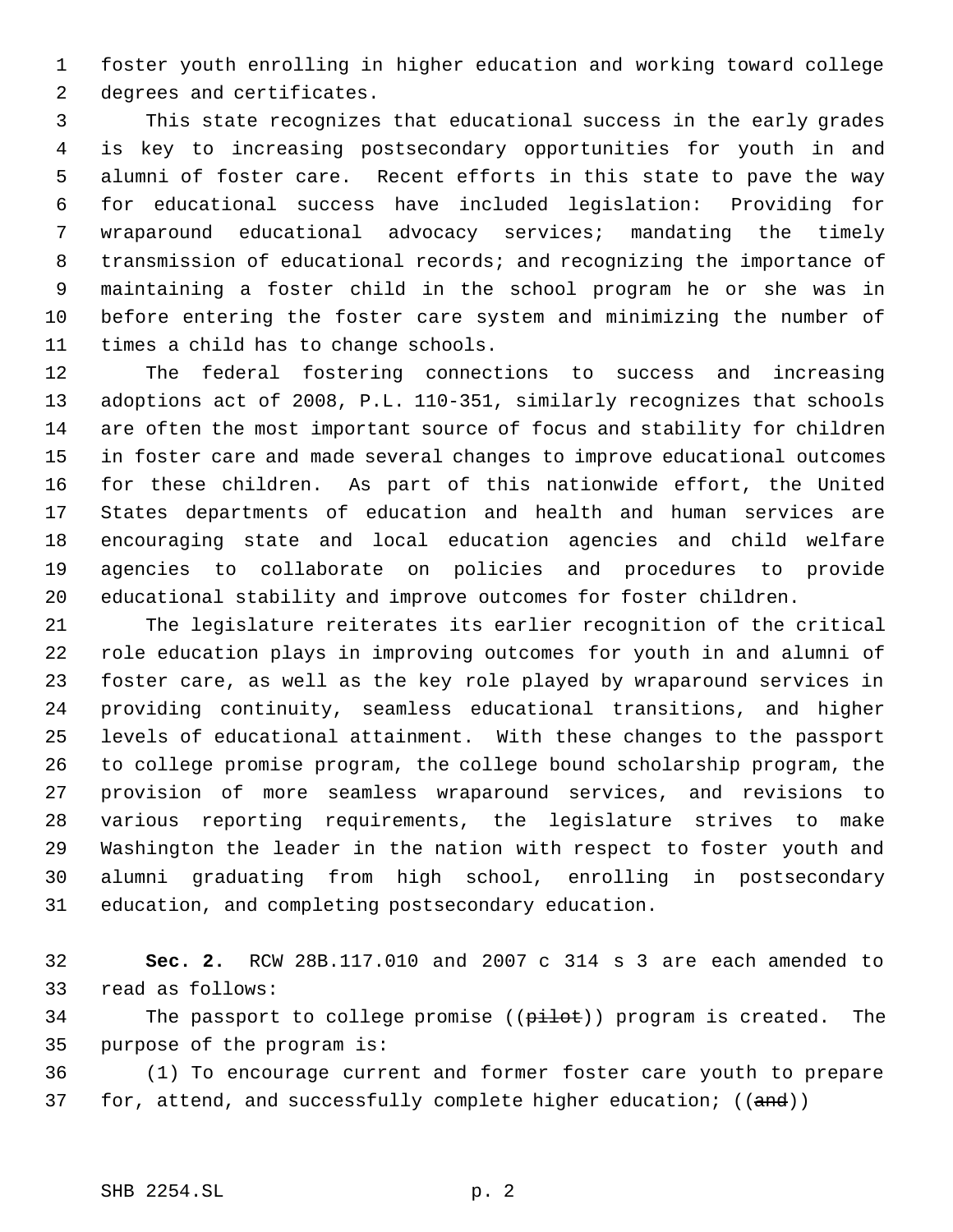foster youth enrolling in higher education and working toward college degrees and certificates.

This state recognizes that educational success in the early grades is key to increasing postsecondary opportunities for youth in and alumni of foster care. Recent efforts in this state to pave the way for educational success have included legislation: Providing for wraparound educational advocacy services; mandating the timely transmission of educational records; and recognizing the importance of maintaining a foster child in the school program he or she was in before entering the foster care system and minimizing the number of times a child has to change schools.

The federal fostering connections to success and increasing adoptions act of 2008, P.L. 110-351, similarly recognizes that schools are often the most important source of focus and stability for children in foster care and made several changes to improve educational outcomes for these children. As part of this nationwide effort, the United States departments of education and health and human services are encouraging state and local education agencies and child welfare agencies to collaborate on policies and procedures to provide educational stability and improve outcomes for foster children.

The legislature reiterates its earlier recognition of the critical role education plays in improving outcomes for youth in and alumni of foster care, as well as the key role played by wraparound services in providing continuity, seamless educational transitions, and higher levels of educational attainment. With these changes to the passport to college promise program, the college bound scholarship program, the provision of more seamless wraparound services, and revisions to various reporting requirements, the legislature strives to make Washington the leader in the nation with respect to foster youth and alumni graduating from high school, enrolling in postsecondary education, and completing postsecondary education.

**Sec. 2.** RCW 28B.117.010 and 2007 c 314 s 3 are each amended to read as follows:

The passport to college promise ((~~pilot~~)) program is created. The purpose of the program is:

(1) To encourage current and former foster care youth to prepare for, attend, and successfully complete higher education; ((~~and~~))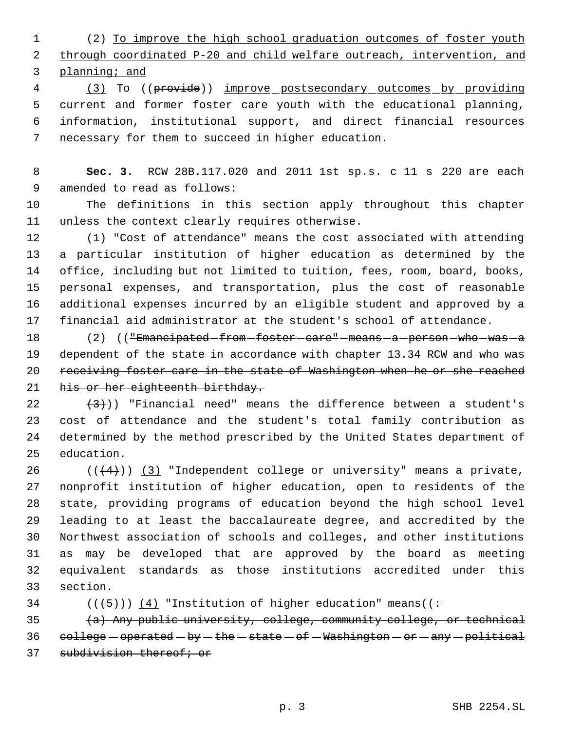(2) To improve the high school graduation outcomes of foster youth through coordinated P-20 and child welfare outreach, intervention, and planning; and

(3) To ((~~provide~~)) improve postsecondary outcomes by providing current and former foster care youth with the educational planning, information, institutional support, and direct financial resources necessary for them to succeed in higher education.

**Sec. 3.** RCW 28B.117.020 and 2011 1st sp.s. c 11 s 220 are each amended to read as follows:

The definitions in this section apply throughout this chapter unless the context clearly requires otherwise.

(1) "Cost of attendance" means the cost associated with attending a particular institution of higher education as determined by the office, including but not limited to tuition, fees, room, board, books, personal expenses, and transportation, plus the cost of reasonable additional expenses incurred by an eligible student and approved by a financial aid administrator at the student's school of attendance.

(2) ((~~"Emancipated from foster care" means a person who was a dependent of the state in accordance with chapter 13.34 RCW and who was receiving foster care in the state of Washington when he or she reached his or her eighteenth birthday.~~

~~(3)~~)) "Financial need" means the difference between a student's cost of attendance and the student's total family contribution as determined by the method prescribed by the United States department of education.

((~~(4)~~)) (3) "Independent college or university" means a private, nonprofit institution of higher education, open to residents of the state, providing programs of education beyond the high school level leading to at least the baccalaureate degree, and accredited by the Northwest association of schools and colleges, and other institutions as may be developed that are approved by the board as meeting equivalent standards as those institutions accredited under this section.

((~~(5)~~)) (4) "Institution of higher education" means((~~:~~

~~(a) Any public university, college, community college, or technical college operated by the state of Washington or any political subdivision thereof; or~~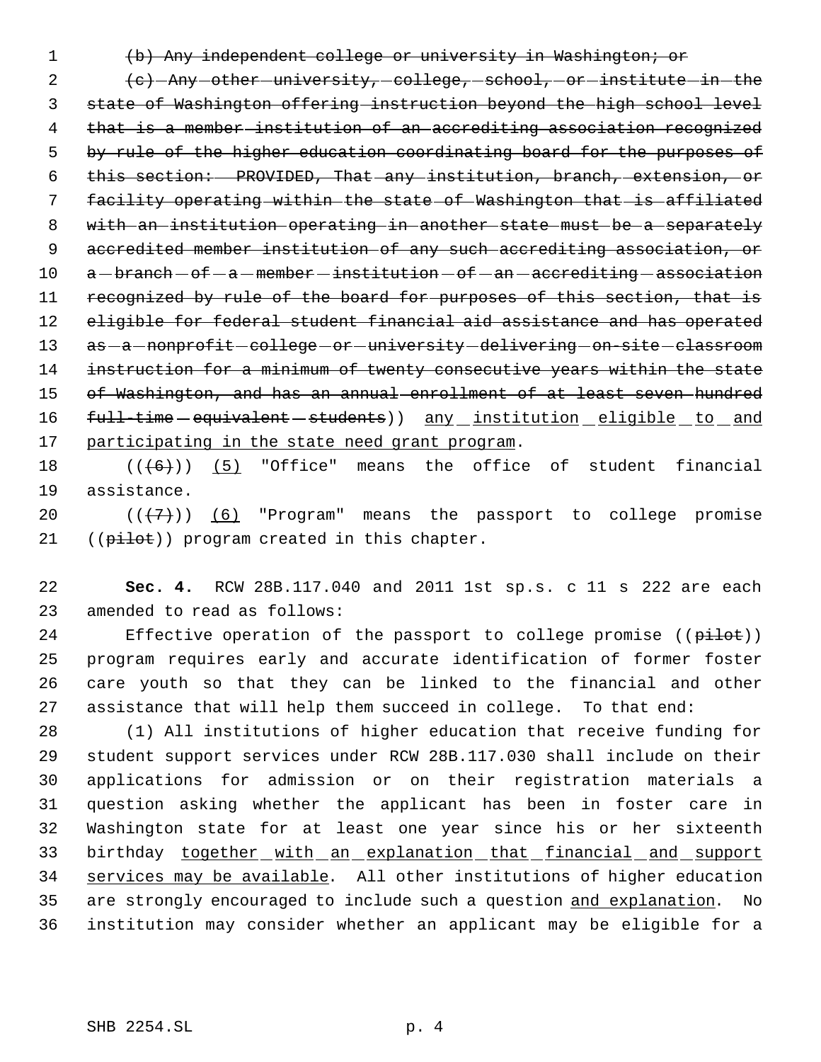~~(b) Any independent college or university in Washington; or~~

~~(c) Any other university, college, school, or institute in the state of Washington offering instruction beyond the high school level that is a member institution of an accrediting association recognized by rule of the higher education coordinating board for the purposes of this section: PROVIDED, That any institution, branch, extension, or facility operating within the state of Washington that is affiliated with an institution operating in another state must be a separately accredited member institution of any such accrediting association, or a branch of a member institution of an accrediting association recognized by rule of the board for purposes of this section, that is eligible for federal student financial aid assistance and has operated as a nonprofit college or university delivering on-site classroom instruction for a minimum of twenty consecutive years within the state of Washington, and has an annual enrollment of at least seven hundred full-time equivalent students~~)) <u>any institution eligible to and participating in the state need grant program</u>.

((~~(6)~~)) <u>(5)</u> "Office" means the office of student financial assistance.

((~~(7)~~)) <u>(6)</u> "Program" means the passport to college promise ((~~pilot~~)) program created in this chapter.

**Sec. 4.** RCW 28B.117.040 and 2011 1st sp.s. c 11 s 222 are each amended to read as follows:

Effective operation of the passport to college promise ((~~pilot~~)) program requires early and accurate identification of former foster care youth so that they can be linked to the financial and other assistance that will help them succeed in college. To that end:

(1) All institutions of higher education that receive funding for student support services under RCW 28B.117.030 shall include on their applications for admission or on their registration materials a question asking whether the applicant has been in foster care in Washington state for at least one year since his or her sixteenth birthday <u>together with an explanation that financial and support services may be available</u>. All other institutions of higher education are strongly encouraged to include such a question <u>and explanation</u>. No institution may consider whether an applicant may be eligible for a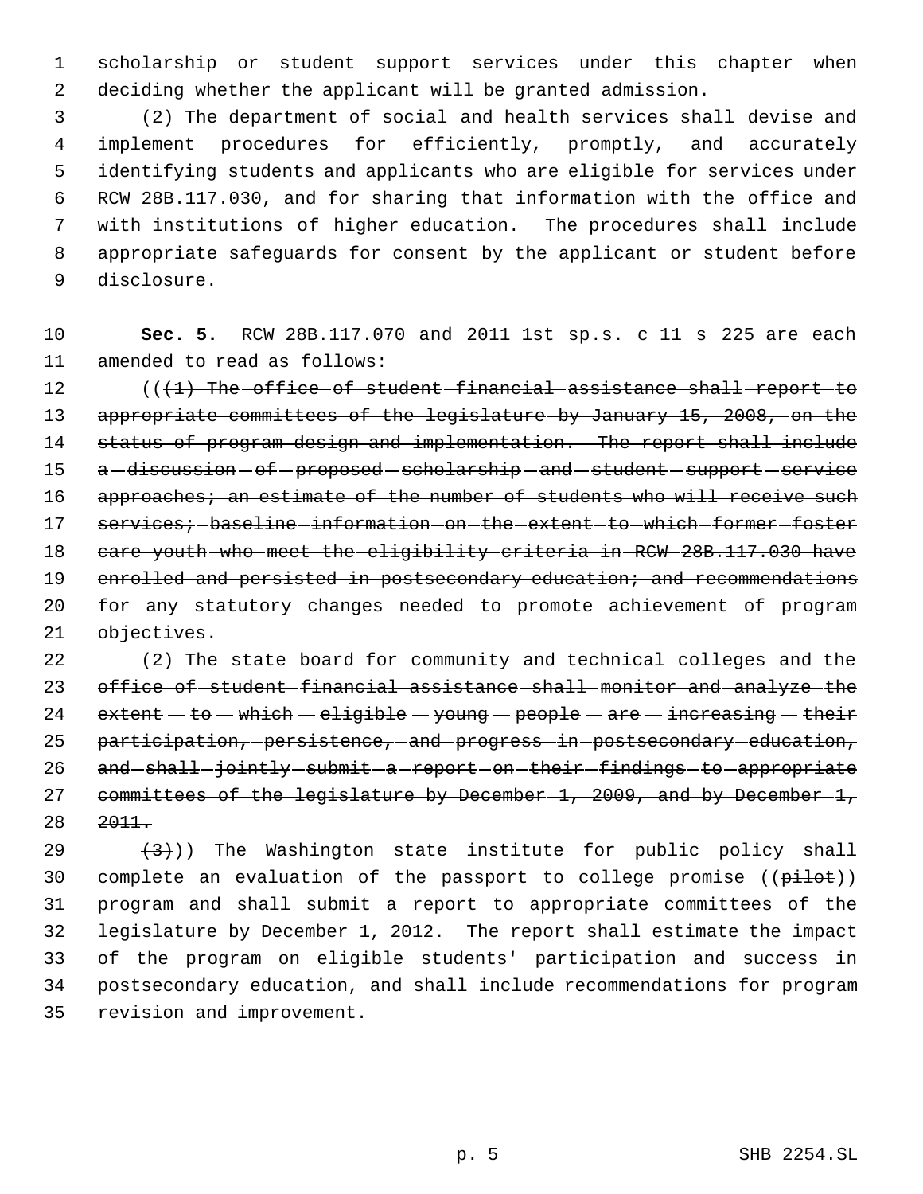scholarship or student support services under this chapter when deciding whether the applicant will be granted admission.

(2) The department of social and health services shall devise and implement procedures for efficiently, promptly, and accurately identifying students and applicants who are eligible for services under RCW 28B.117.030, and for sharing that information with the office and with institutions of higher education. The procedures shall include appropriate safeguards for consent by the applicant or student before disclosure.

**Sec. 5.** RCW 28B.117.070 and 2011 1st sp.s. c 11 s 225 are each amended to read as follows:

((~~(1) The office of student financial assistance shall report to appropriate committees of the legislature by January 15, 2008, on the status of program design and implementation. The report shall include a discussion of proposed scholarship and student support service approaches; an estimate of the number of students who will receive such services; baseline information on the extent to which former foster care youth who meet the eligibility criteria in RCW 28B.117.030 have enrolled and persisted in postsecondary education; and recommendations for any statutory changes needed to promote achievement of program objectives.~~

~~(2) The state board for community and technical colleges and the office of student financial assistance shall monitor and analyze the extent to which eligible young people are increasing their participation, persistence, and progress in postsecondary education, and shall jointly submit a report on their findings to appropriate committees of the legislature by December 1, 2009, and by December 1, 2011.~~

~~(3)~~)) The Washington state institute for public policy shall complete an evaluation of the passport to college promise ((~~pilot~~)) program and shall submit a report to appropriate committees of the legislature by December 1, 2012. The report shall estimate the impact of the program on eligible students' participation and success in postsecondary education, and shall include recommendations for program revision and improvement.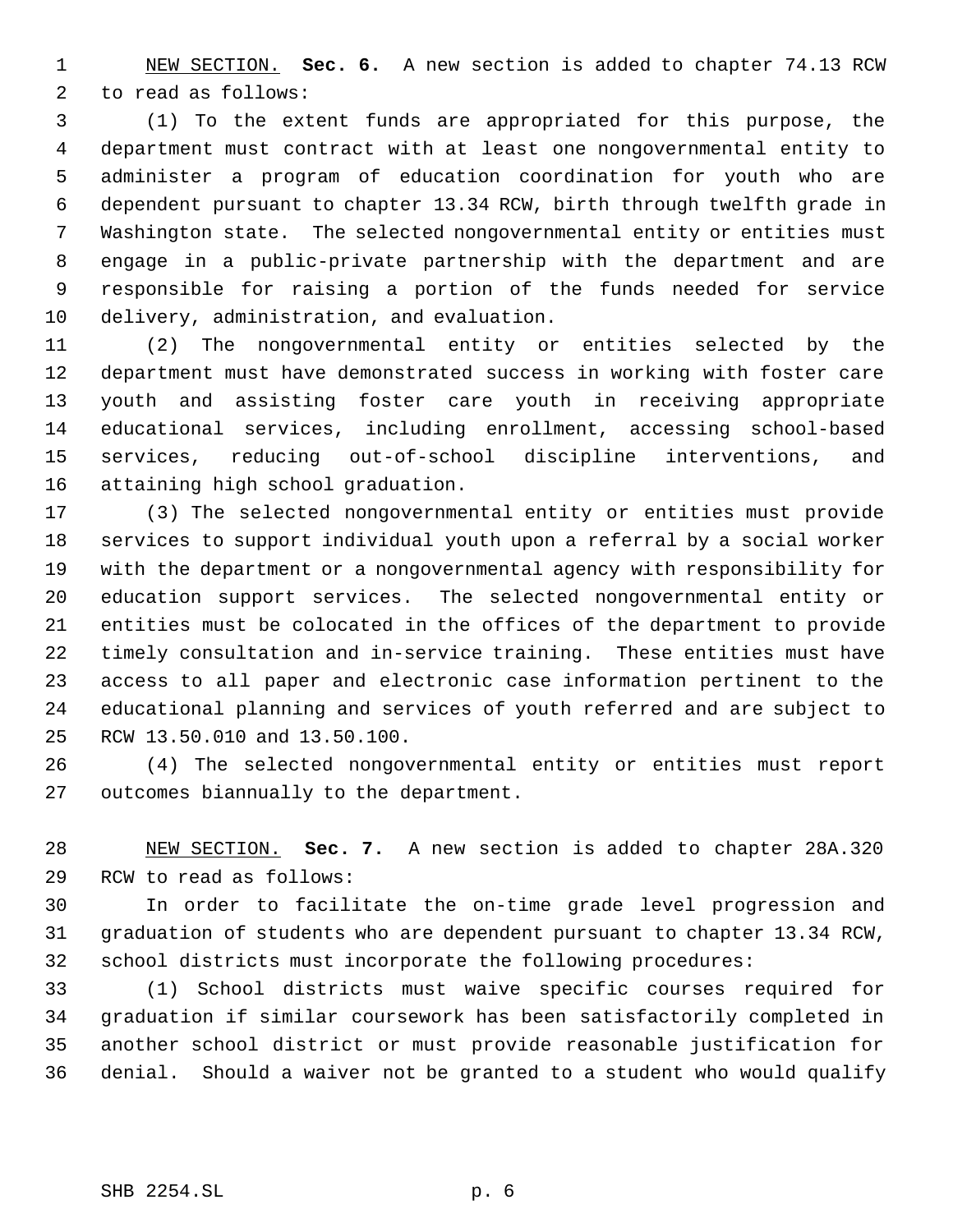NEW SECTION. **Sec. 6.** A new section is added to chapter 74.13 RCW to read as follows:

(1) To the extent funds are appropriated for this purpose, the department must contract with at least one nongovernmental entity to administer a program of education coordination for youth who are dependent pursuant to chapter 13.34 RCW, birth through twelfth grade in Washington state. The selected nongovernmental entity or entities must engage in a public-private partnership with the department and are responsible for raising a portion of the funds needed for service delivery, administration, and evaluation.

(2) The nongovernmental entity or entities selected by the department must have demonstrated success in working with foster care youth and assisting foster care youth in receiving appropriate educational services, including enrollment, accessing school-based services, reducing out-of-school discipline interventions, and attaining high school graduation.

(3) The selected nongovernmental entity or entities must provide services to support individual youth upon a referral by a social worker with the department or a nongovernmental agency with responsibility for education support services. The selected nongovernmental entity or entities must be colocated in the offices of the department to provide timely consultation and in-service training. These entities must have access to all paper and electronic case information pertinent to the educational planning and services of youth referred and are subject to RCW 13.50.010 and 13.50.100.

(4) The selected nongovernmental entity or entities must report outcomes biannually to the department.

NEW SECTION. **Sec. 7.** A new section is added to chapter 28A.320 RCW to read as follows:

In order to facilitate the on-time grade level progression and graduation of students who are dependent pursuant to chapter 13.34 RCW, school districts must incorporate the following procedures:

(1) School districts must waive specific courses required for graduation if similar coursework has been satisfactorily completed in another school district or must provide reasonable justification for denial. Should a waiver not be granted to a student who would qualify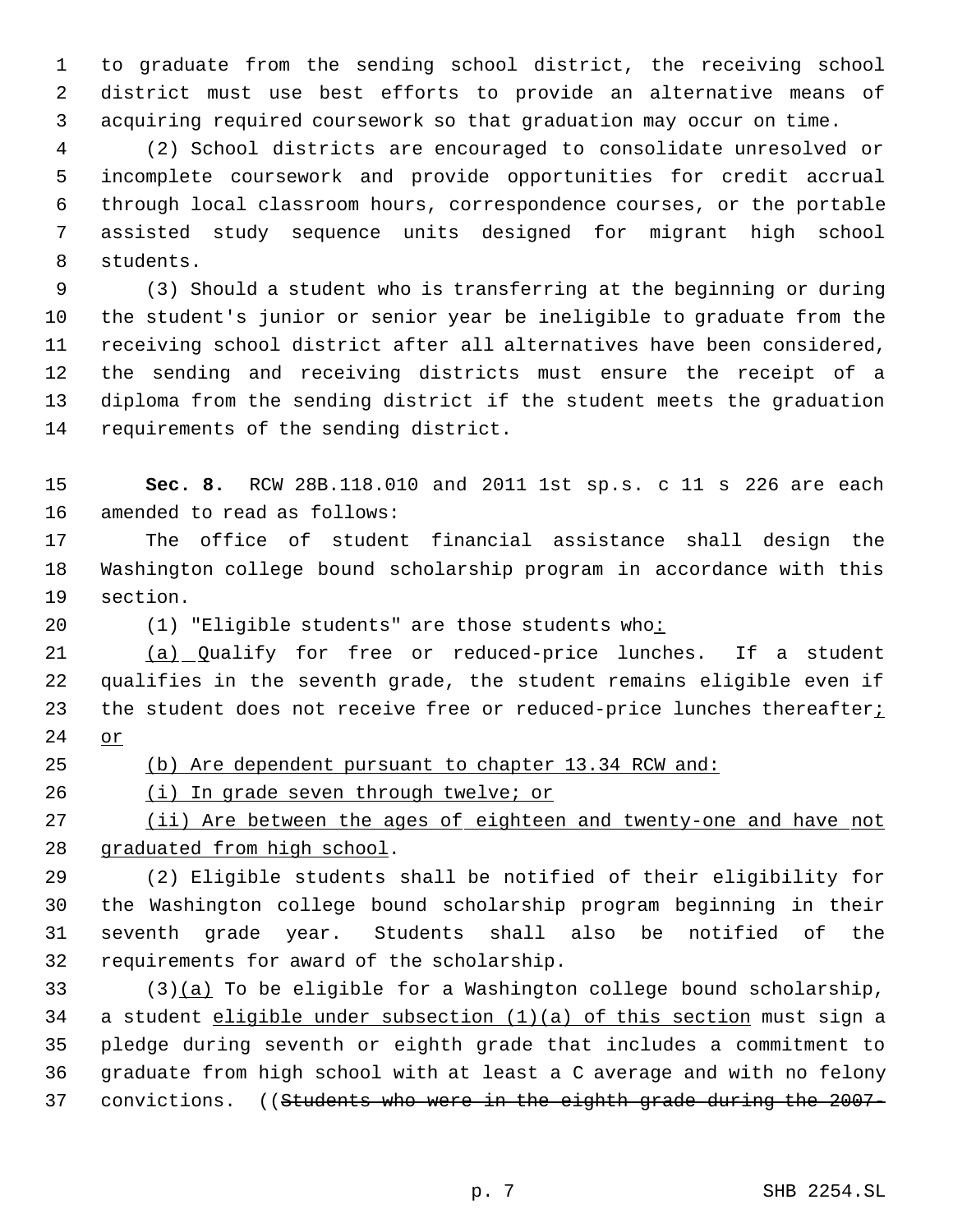to graduate from the sending school district, the receiving school district must use best efforts to provide an alternative means of acquiring required coursework so that graduation may occur on time.

(2) School districts are encouraged to consolidate unresolved or incomplete coursework and provide opportunities for credit accrual through local classroom hours, correspondence courses, or the portable assisted study sequence units designed for migrant high school students.

(3) Should a student who is transferring at the beginning or during the student's junior or senior year be ineligible to graduate from the receiving school district after all alternatives have been considered, the sending and receiving districts must ensure the receipt of a diploma from the sending district if the student meets the graduation requirements of the sending district.

**Sec. 8.** RCW 28B.118.010 and 2011 1st sp.s. c 11 s 226 are each amended to read as follows:

The office of student financial assistance shall design the Washington college bound scholarship program in accordance with this section.

(1) "Eligible students" are those students who:

(a) Qualify for free or reduced-price lunches. If a student qualifies in the seventh grade, the student remains eligible even if the student does not receive free or reduced-price lunches thereafter; or

(b) Are dependent pursuant to chapter 13.34 RCW and:

(i) In grade seven through twelve; or

(ii) Are between the ages of eighteen and twenty-one and have not graduated from high school.

(2) Eligible students shall be notified of their eligibility for the Washington college bound scholarship program beginning in their seventh grade year. Students shall also be notified of the requirements for award of the scholarship.

(3)(a) To be eligible for a Washington college bound scholarship, a student eligible under subsection (1)(a) of this section must sign a pledge during seventh or eighth grade that includes a commitment to graduate from high school with at least a C average and with no felony convictions. ((~~Students who were in the eighth grade during the 2007-~~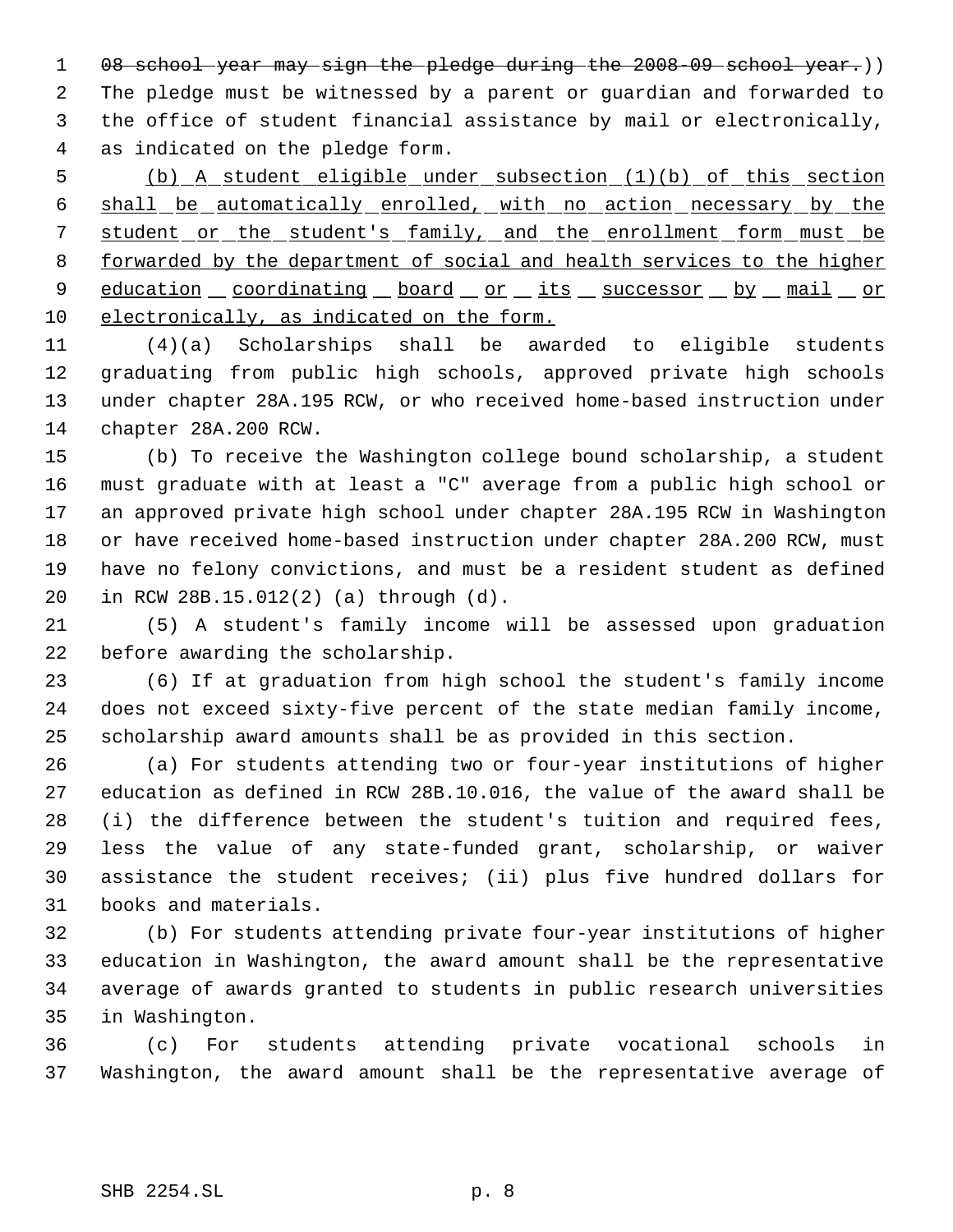~~08 school year may sign the pledge during the 2008-09 school year.~~)) The pledge must be witnessed by a parent or guardian and forwarded to the office of student financial assistance by mail or electronically, as indicated on the pledge form.

<u>(b) A student eligible under subsection (1)(b) of this section shall be automatically enrolled, with no action necessary by the student or the student's family, and the enrollment form must be forwarded by the department of social and health services to the higher education coordinating board or its successor by mail or electronically, as indicated on the form.</u>

(4)(a) Scholarships shall be awarded to eligible students graduating from public high schools, approved private high schools under chapter 28A.195 RCW, or who received home-based instruction under chapter 28A.200 RCW.

(b) To receive the Washington college bound scholarship, a student must graduate with at least a "C" average from a public high school or an approved private high school under chapter 28A.195 RCW in Washington or have received home-based instruction under chapter 28A.200 RCW, must have no felony convictions, and must be a resident student as defined in RCW 28B.15.012(2) (a) through (d).

(5) A student's family income will be assessed upon graduation before awarding the scholarship.

(6) If at graduation from high school the student's family income does not exceed sixty-five percent of the state median family income, scholarship award amounts shall be as provided in this section.

(a) For students attending two or four-year institutions of higher education as defined in RCW 28B.10.016, the value of the award shall be (i) the difference between the student's tuition and required fees, less the value of any state-funded grant, scholarship, or waiver assistance the student receives; (ii) plus five hundred dollars for books and materials.

(b) For students attending private four-year institutions of higher education in Washington, the award amount shall be the representative average of awards granted to students in public research universities in Washington.

(c) For students attending private vocational schools in Washington, the award amount shall be the representative average of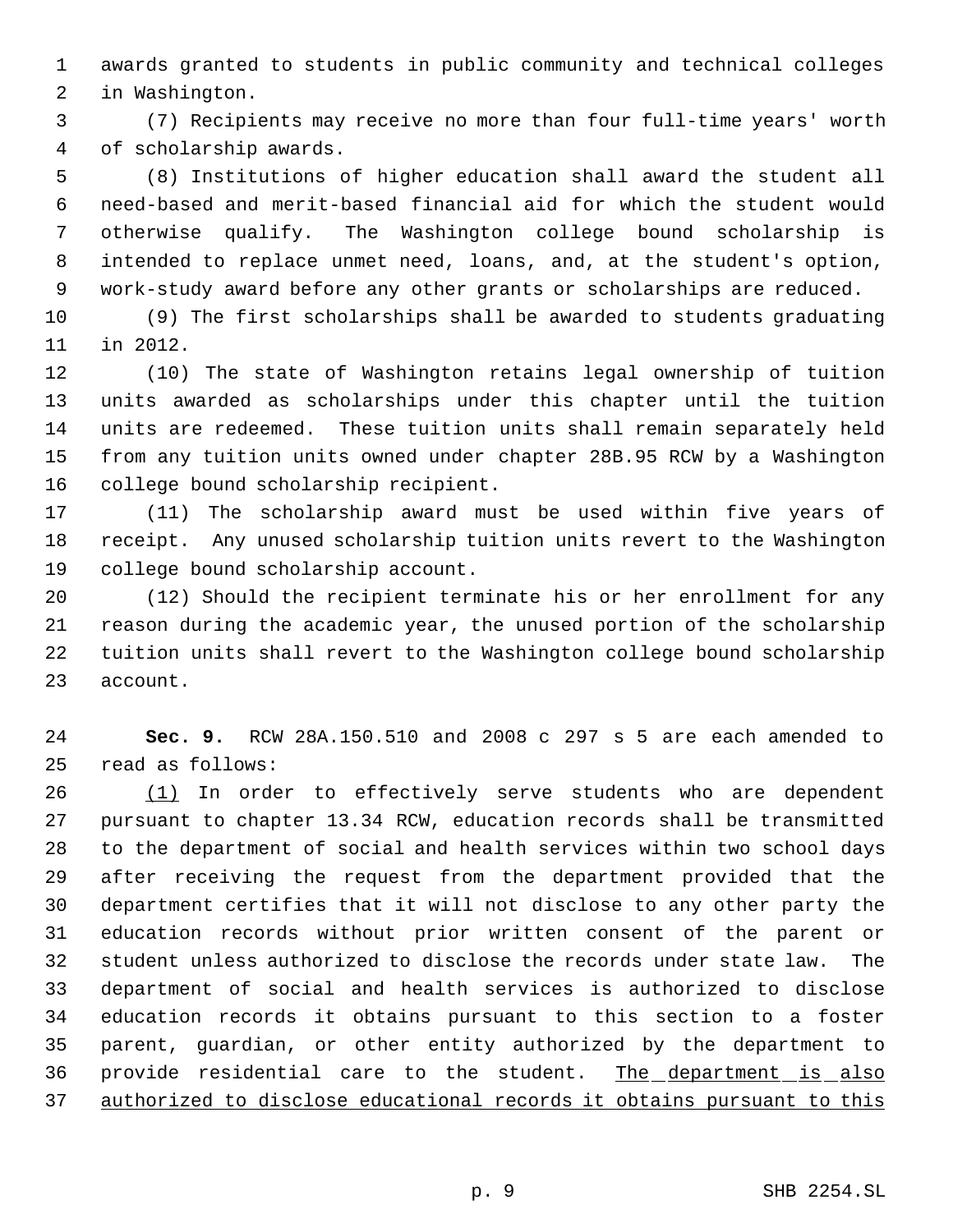awards granted to students in public community and technical colleges in Washington.

(7) Recipients may receive no more than four full-time years' worth of scholarship awards.

(8) Institutions of higher education shall award the student all need-based and merit-based financial aid for which the student would otherwise qualify. The Washington college bound scholarship is intended to replace unmet need, loans, and, at the student's option, work-study award before any other grants or scholarships are reduced.

(9) The first scholarships shall be awarded to students graduating in 2012.

(10) The state of Washington retains legal ownership of tuition units awarded as scholarships under this chapter until the tuition units are redeemed. These tuition units shall remain separately held from any tuition units owned under chapter 28B.95 RCW by a Washington college bound scholarship recipient.

(11) The scholarship award must be used within five years of receipt. Any unused scholarship tuition units revert to the Washington college bound scholarship account.

(12) Should the recipient terminate his or her enrollment for any reason during the academic year, the unused portion of the scholarship tuition units shall revert to the Washington college bound scholarship account.

**Sec. 9.** RCW 28A.150.510 and 2008 c 297 s 5 are each amended to read as follows:

<u>(1)</u> In order to effectively serve students who are dependent pursuant to chapter 13.34 RCW, education records shall be transmitted to the department of social and health services within two school days after receiving the request from the department provided that the department certifies that it will not disclose to any other party the education records without prior written consent of the parent or student unless authorized to disclose the records under state law. The department of social and health services is authorized to disclose education records it obtains pursuant to this section to a foster parent, guardian, or other entity authorized by the department to provide residential care to the student. <u>The department is also authorized to disclose educational records it obtains pursuant to this</u>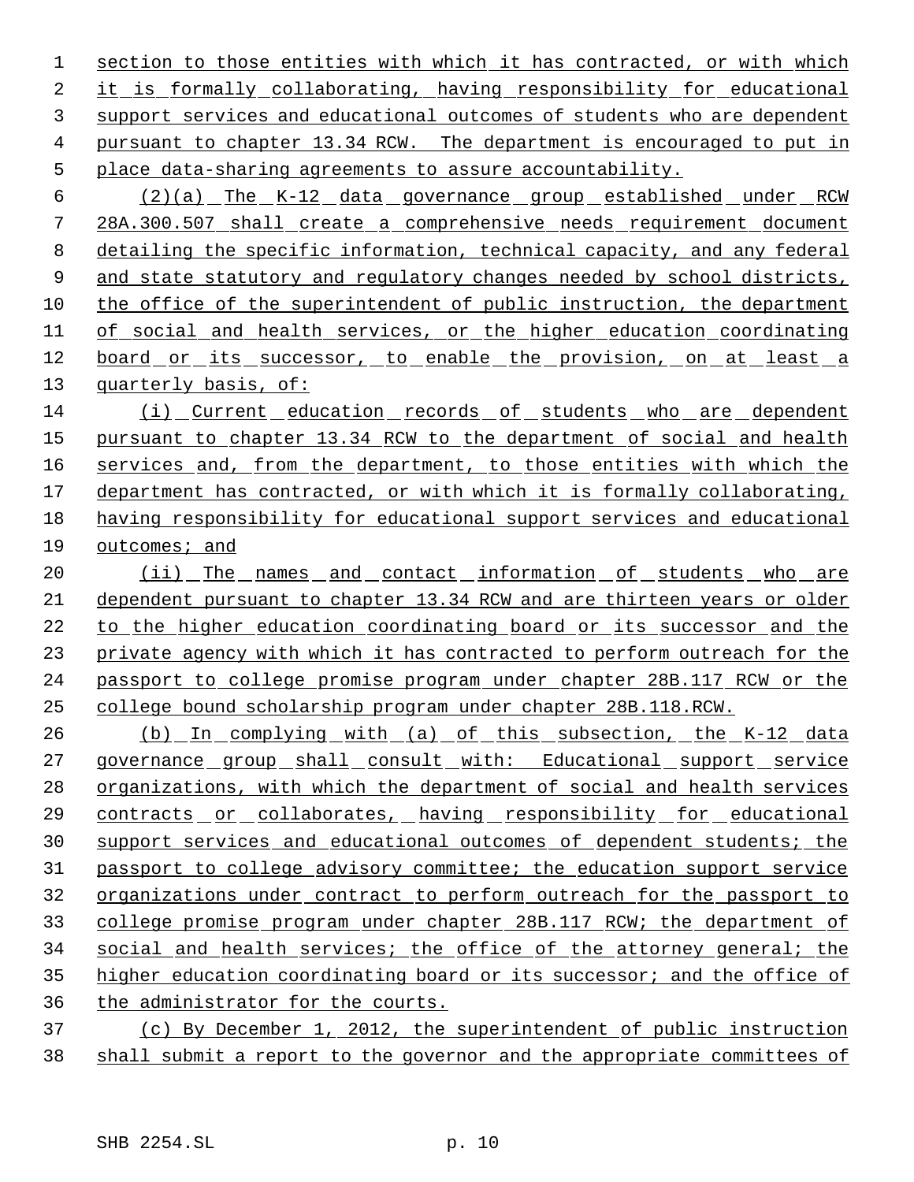section to those entities with which it has contracted, or with which it is formally collaborating, having responsibility for educational support services and educational outcomes of students who are dependent pursuant to chapter 13.34 RCW. The department is encouraged to put in place data-sharing agreements to assure accountability.

(2)(a) The K-12 data governance group established under RCW 28A.300.507 shall create a comprehensive needs requirement document detailing the specific information, technical capacity, and any federal and state statutory and regulatory changes needed by school districts, the office of the superintendent of public instruction, the department of social and health services, or the higher education coordinating board or its successor, to enable the provision, on at least a quarterly basis, of:

(i) Current education records of students who are dependent pursuant to chapter 13.34 RCW to the department of social and health services and, from the department, to those entities with which the department has contracted, or with which it is formally collaborating, having responsibility for educational support services and educational outcomes; and

(ii) The names and contact information of students who are dependent pursuant to chapter 13.34 RCW and are thirteen years or older to the higher education coordinating board or its successor and the private agency with which it has contracted to perform outreach for the passport to college promise program under chapter 28B.117 RCW or the college bound scholarship program under chapter 28B.118.RCW.

(b) In complying with (a) of this subsection, the K-12 data governance group shall consult with: Educational support service organizations, with which the department of social and health services contracts or collaborates, having responsibility for educational support services and educational outcomes of dependent students; the passport to college advisory committee; the education support service organizations under contract to perform outreach for the passport to college promise program under chapter 28B.117 RCW; the department of social and health services; the office of the attorney general; the higher education coordinating board or its successor; and the office of the administrator for the courts.

(c) By December 1, 2012, the superintendent of public instruction shall submit a report to the governor and the appropriate committees of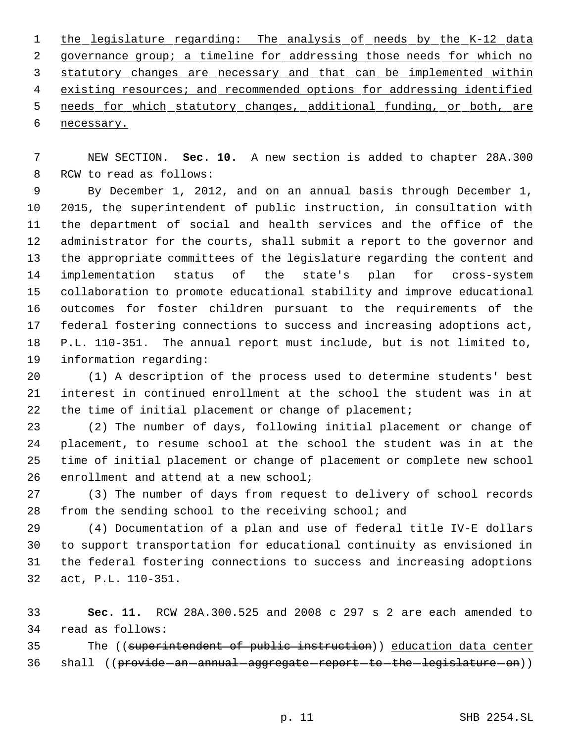the legislature regarding: The analysis of needs by the K-12 data governance group; a timeline for addressing those needs for which no statutory changes are necessary and that can be implemented within existing resources; and recommended options for addressing identified needs for which statutory changes, additional funding, or both, are necessary.

NEW SECTION. **Sec. 10.** A new section is added to chapter 28A.300 RCW to read as follows:

By December 1, 2012, and on an annual basis through December 1, 2015, the superintendent of public instruction, in consultation with the department of social and health services and the office of the administrator for the courts, shall submit a report to the governor and the appropriate committees of the legislature regarding the content and implementation status of the state's plan for cross-system collaboration to promote educational stability and improve educational outcomes for foster children pursuant to the requirements of the federal fostering connections to success and increasing adoptions act, P.L. 110-351. The annual report must include, but is not limited to, information regarding:

(1) A description of the process used to determine students' best interest in continued enrollment at the school the student was in at the time of initial placement or change of placement;

(2) The number of days, following initial placement or change of placement, to resume school at the school the student was in at the time of initial placement or change of placement or complete new school enrollment and attend at a new school;

(3) The number of days from request to delivery of school records from the sending school to the receiving school; and

(4) Documentation of a plan and use of federal title IV-E dollars to support transportation for educational continuity as envisioned in the federal fostering connections to success and increasing adoptions act, P.L. 110-351.

**Sec. 11.** RCW 28A.300.525 and 2008 c 297 s 2 are each amended to read as follows:

The ((~~superintendent of public instruction~~)) education data center shall ((~~provide an annual aggregate report to the legislature on~~))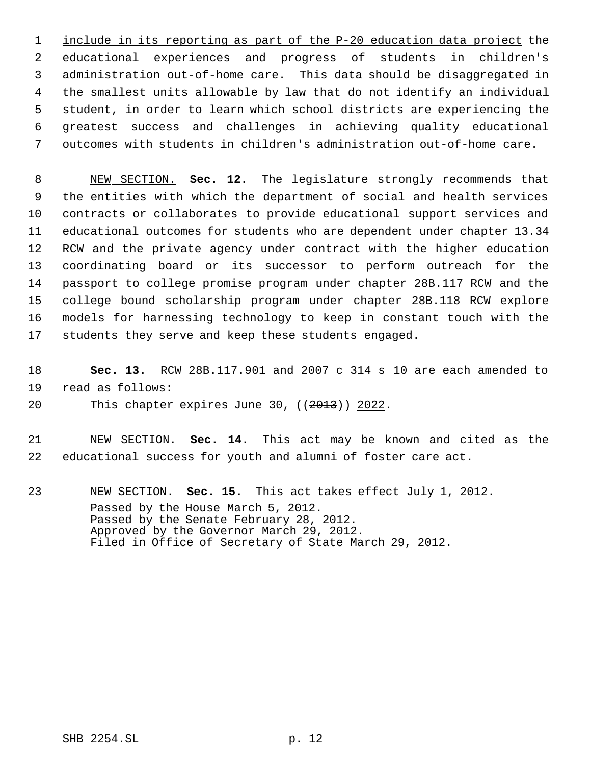include in its reporting as part of the P-20 education data project the educational experiences and progress of students in children's administration out-of-home care. This data should be disaggregated in the smallest units allowable by law that do not identify an individual student, in order to learn which school districts are experiencing the greatest success and challenges in achieving quality educational outcomes with students in children's administration out-of-home care.

NEW SECTION. **Sec. 12.** The legislature strongly recommends that the entities with which the department of social and health services contracts or collaborates to provide educational support services and educational outcomes for students who are dependent under chapter 13.34 RCW and the private agency under contract with the higher education coordinating board or its successor to perform outreach for the passport to college promise program under chapter 28B.117 RCW and the college bound scholarship program under chapter 28B.118 RCW explore models for harnessing technology to keep in constant touch with the students they serve and keep these students engaged.

**Sec. 13.** RCW 28B.117.901 and 2007 c 314 s 10 are each amended to read as follows:

This chapter expires June 30, ((~~2013~~)) 2022.

NEW SECTION. **Sec. 14.** This act may be known and cited as the educational success for youth and alumni of foster care act.

NEW SECTION. **Sec. 15.** This act takes effect July 1, 2012.

Passed by the House March 5, 2012.
Passed by the Senate February 28, 2012.
Approved by the Governor March 29, 2012.
Filed in Office of Secretary of State March 29, 2012.